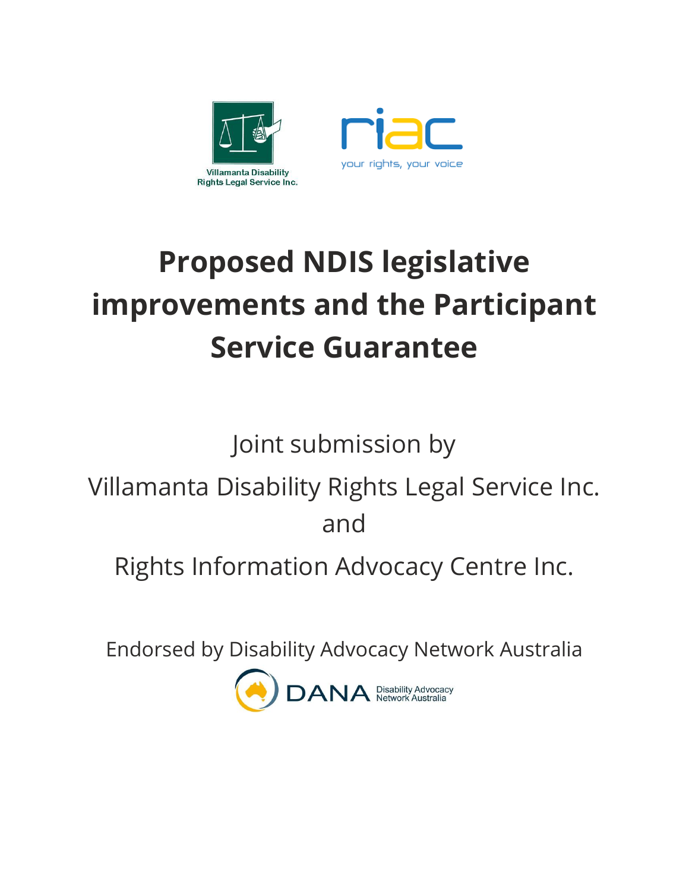Villamanta Disability Rights Legal Service Inc.

riac

your rights, your voice

# Proposed NDIS legislative improvements and the Participant Service Guarantee

Joint submission by

Villamanta Disability Rights Legal Service Inc.

and

Rights Information Advocacy Centre Inc.

Endorsed by Disability Advocacy Network Australia

DANA Disability Advocacy Network Australia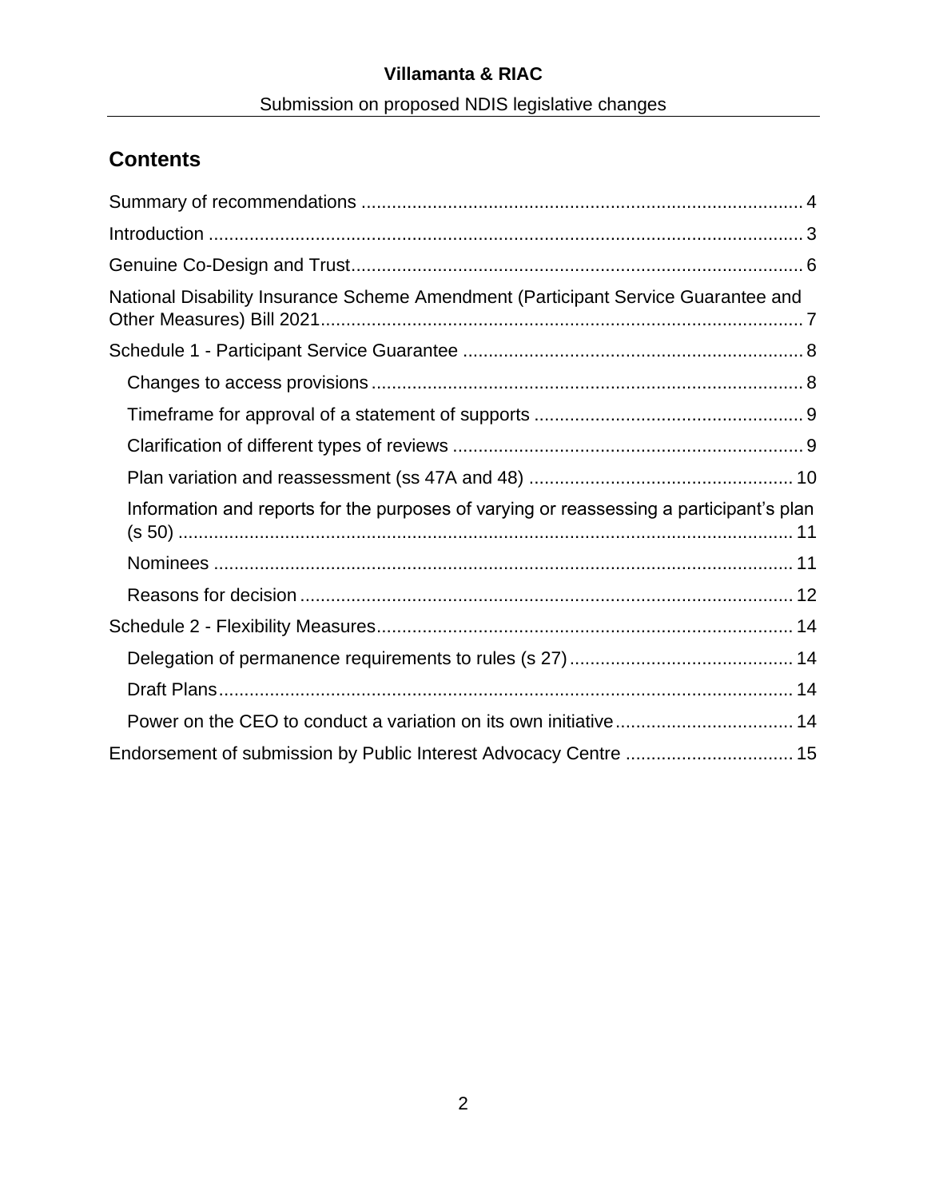## Contents

Summary of recommendations ........................................................................................ 4

Introduction ..................................................................................................................... 3

Genuine Co-Design and Trust......................................................................................... 6

National Disability Insurance Scheme Amendment (Participant Service Guarantee and Other Measures) Bill 2021.............................................................................................. 7

Schedule 1 - Participant Service Guarantee .................................................................. 8

- Changes to access provisions .................................................................................. 8
- Timeframe for approval of a statement of supports .................................................. 9
- Clarification of different types of reviews .................................................................. 9
- Plan variation and reassessment (ss 47A and 48) .................................................. 10
- Information and reports for the purposes of varying or reassessing a participant's plan (s 50) ............................................................................................................ 11
- Nominees ............................................................................................................... 11
- Reasons for decision ............................................................................................... 12

Schedule 2 - Flexibility Measures................................................................................. 14

- Delegation of permanence requirements to rules (s 27) .......................................... 14
- Draft Plans............................................................................................................... 14
- Power on the CEO to conduct a variation on its own initiative.................................. 14

Endorsement of submission by Public Interest Advocacy Centre ................................ 15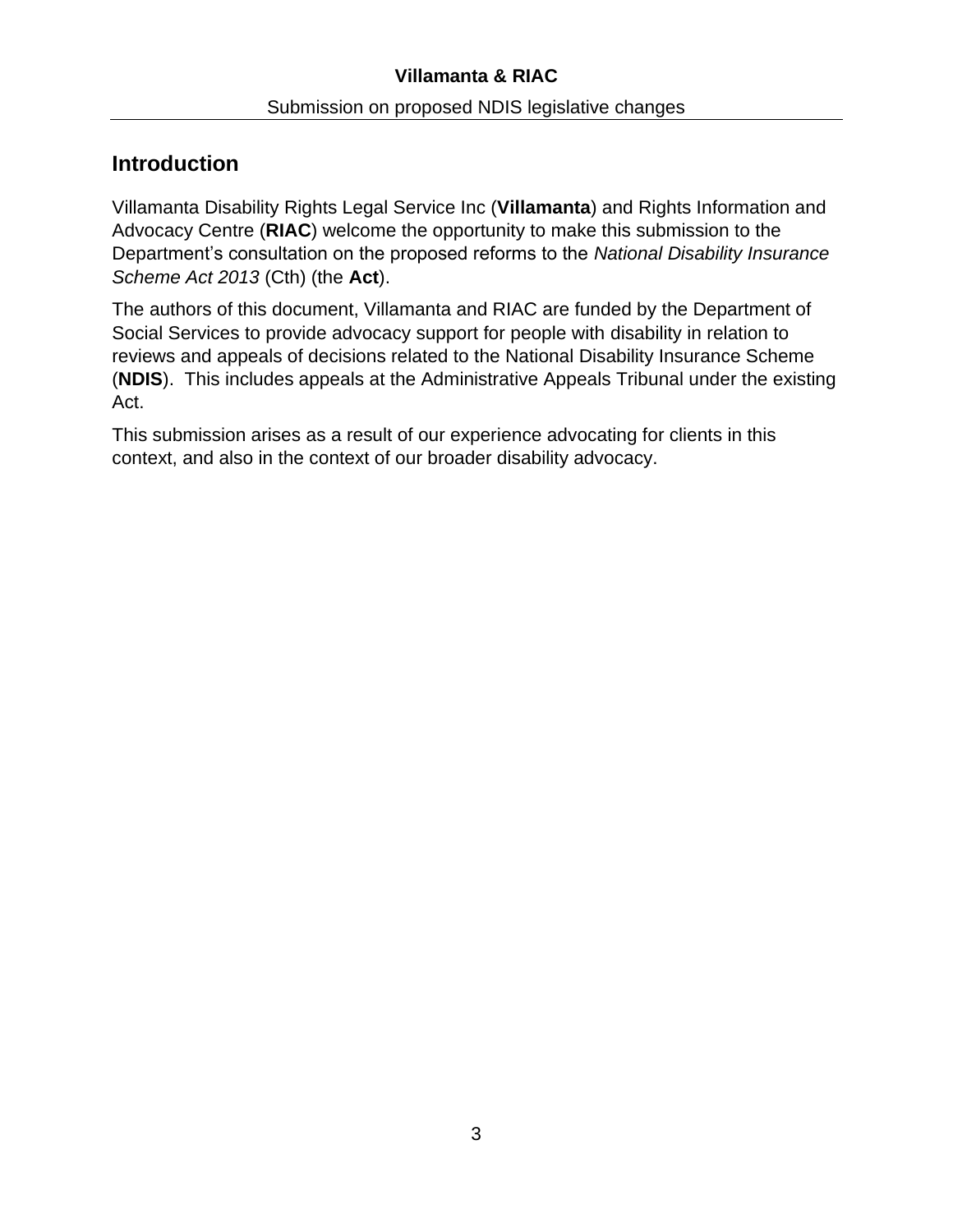## Introduction

Villamanta Disability Rights Legal Service Inc (**Villamanta**) and Rights Information and Advocacy Centre (**RIAC**) welcome the opportunity to make this submission to the Department's consultation on the proposed reforms to the *National Disability Insurance Scheme Act 2013* (Cth) (the **Act**).

The authors of this document, Villamanta and RIAC are funded by the Department of Social Services to provide advocacy support for people with disability in relation to reviews and appeals of decisions related to the National Disability Insurance Scheme (**NDIS**). This includes appeals at the Administrative Appeals Tribunal under the existing Act.

This submission arises as a result of our experience advocating for clients in this context, and also in the context of our broader disability advocacy.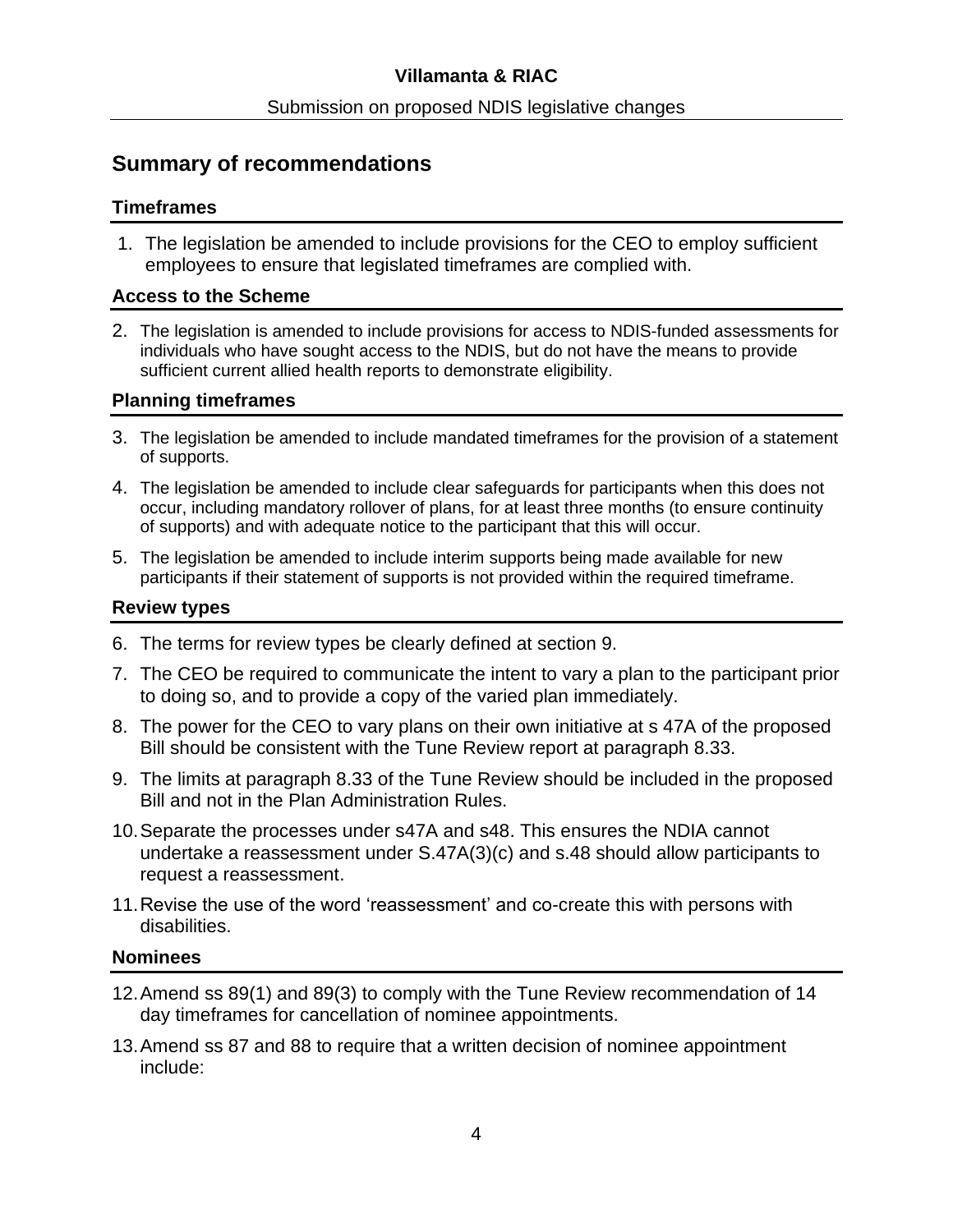## Summary of recommendations

### Timeframes

1. The legislation be amended to include provisions for the CEO to employ sufficient employees to ensure that legislated timeframes are complied with.

### Access to the Scheme

2. The legislation is amended to include provisions for access to NDIS-funded assessments for individuals who have sought access to the NDIS, but do not have the means to provide sufficient current allied health reports to demonstrate eligibility.

### Planning timeframes

3. The legislation be amended to include mandated timeframes for the provision of a statement of supports.
4. The legislation be amended to include clear safeguards for participants when this does not occur, including mandatory rollover of plans, for at least three months (to ensure continuity of supports) and with adequate notice to the participant that this will occur.
5. The legislation be amended to include interim supports being made available for new participants if their statement of supports is not provided within the required timeframe.

### Review types

6. The terms for review types be clearly defined at section 9.
7. The CEO be required to communicate the intent to vary a plan to the participant prior to doing so, and to provide a copy of the varied plan immediately.
8. The power for the CEO to vary plans on their own initiative at s 47A of the proposed Bill should be consistent with the Tune Review report at paragraph 8.33.
9. The limits at paragraph 8.33 of the Tune Review should be included in the proposed Bill and not in the Plan Administration Rules.
10. Separate the processes under s47A and s48. This ensures the NDIA cannot undertake a reassessment under S.47A(3)(c) and s.48 should allow participants to request a reassessment.
11. Revise the use of the word 'reassessment' and co-create this with persons with disabilities.

### Nominees

12. Amend ss 89(1) and 89(3) to comply with the Tune Review recommendation of 14 day timeframes for cancellation of nominee appointments.
13. Amend ss 87 and 88 to require that a written decision of nominee appointment include: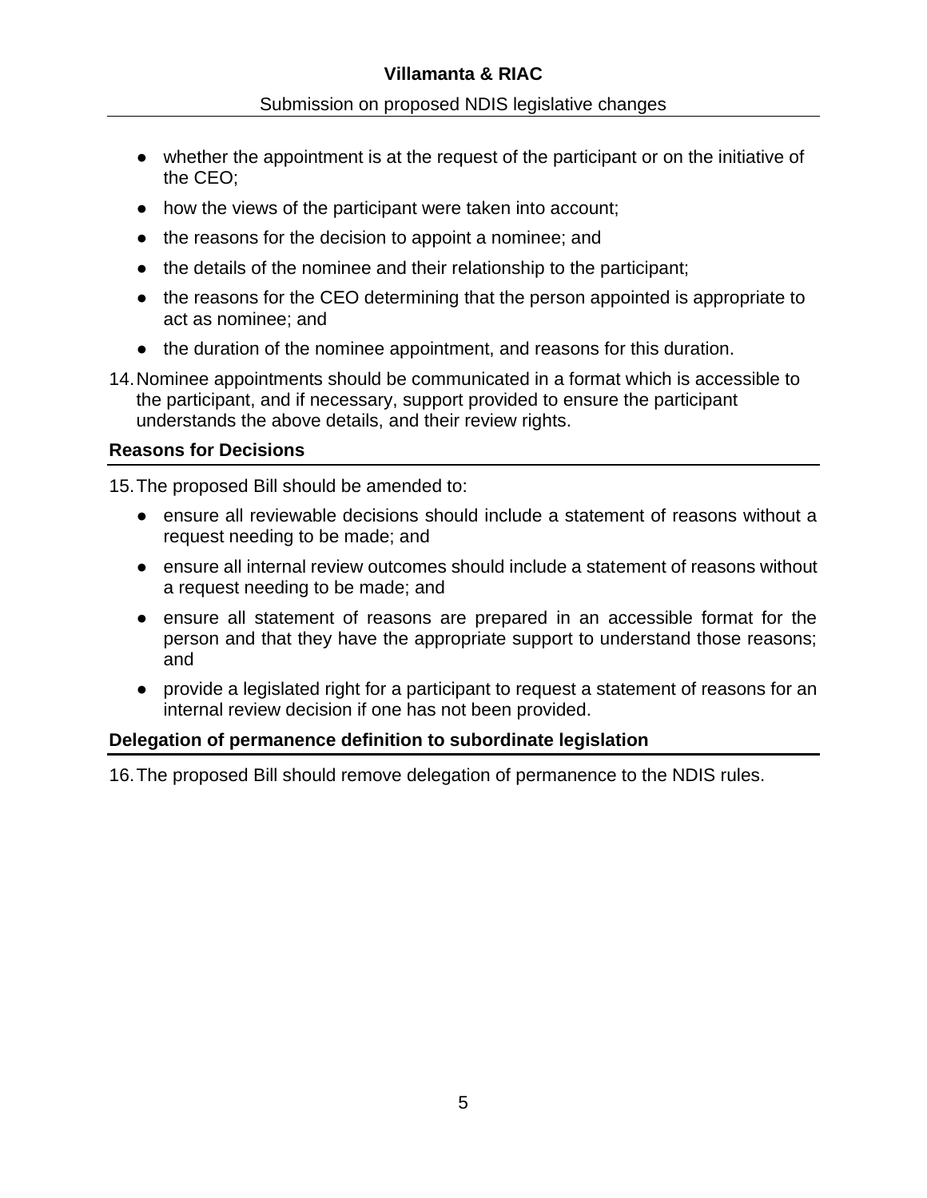- whether the appointment is at the request of the participant or on the initiative of the CEO;
- how the views of the participant were taken into account;
- the reasons for the decision to appoint a nominee; and
- the details of the nominee and their relationship to the participant;
- the reasons for the CEO determining that the person appointed is appropriate to act as nominee; and
- the duration of the nominee appointment, and reasons for this duration.

14. Nominee appointments should be communicated in a format which is accessible to the participant, and if necessary, support provided to ensure the participant understands the above details, and their review rights.

### Reasons for Decisions

15. The proposed Bill should be amended to:
    - ensure all reviewable decisions should include a statement of reasons without a request needing to be made; and
    - ensure all internal review outcomes should include a statement of reasons without a request needing to be made; and
    - ensure all statement of reasons are prepared in an accessible format for the person and that they have the appropriate support to understand those reasons; and
    - provide a legislated right for a participant to request a statement of reasons for an internal review decision if one has not been provided.

### Delegation of permanence definition to subordinate legislation

16. The proposed Bill should remove delegation of permanence to the NDIS rules.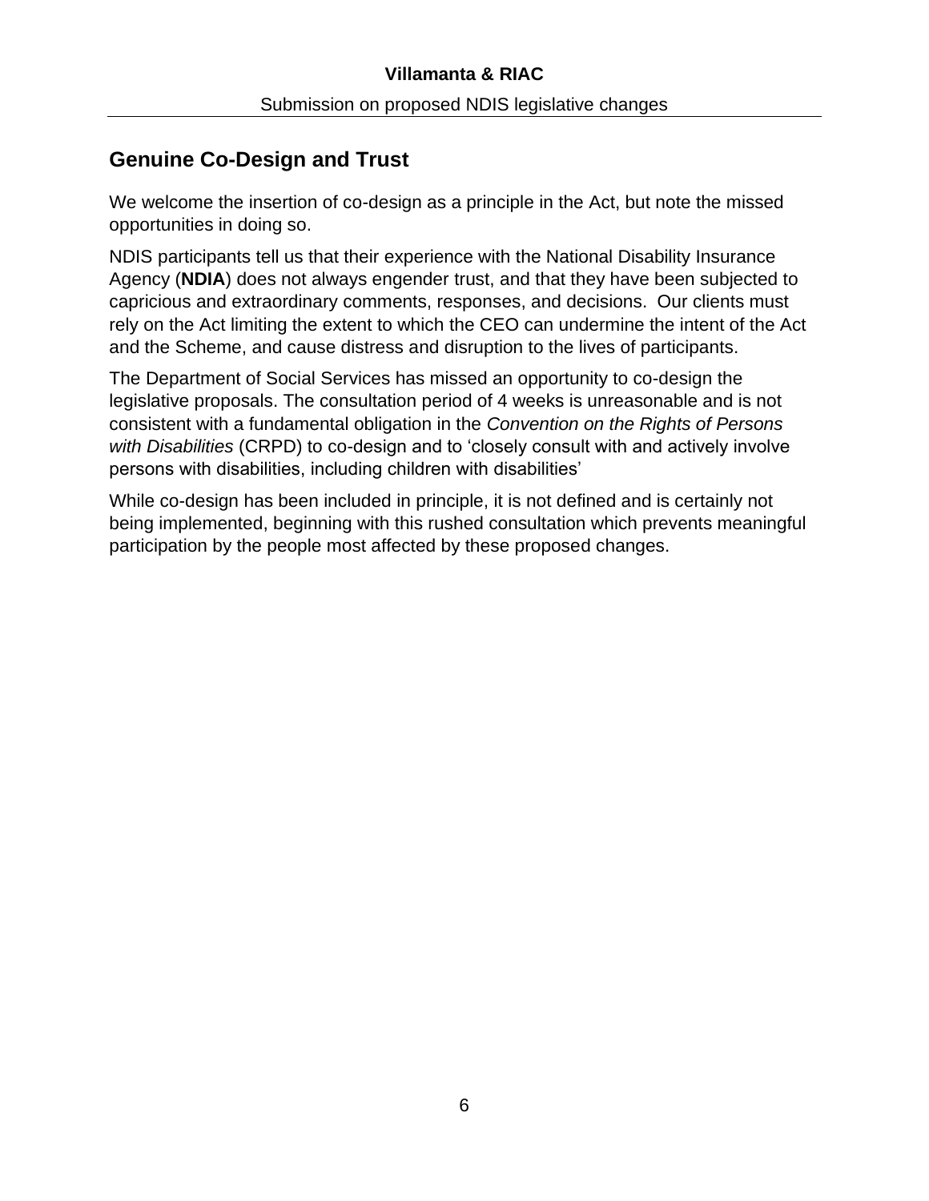## Genuine Co-Design and Trust

We welcome the insertion of co-design as a principle in the Act, but note the missed opportunities in doing so.

NDIS participants tell us that their experience with the National Disability Insurance Agency (**NDIA**) does not always engender trust, and that they have been subjected to capricious and extraordinary comments, responses, and decisions. Our clients must rely on the Act limiting the extent to which the CEO can undermine the intent of the Act and the Scheme, and cause distress and disruption to the lives of participants.

The Department of Social Services has missed an opportunity to co-design the legislative proposals. The consultation period of 4 weeks is unreasonable and is not consistent with a fundamental obligation in the *Convention on the Rights of Persons with Disabilities* (CRPD) to co-design and to 'closely consult with and actively involve persons with disabilities, including children with disabilities'

While co-design has been included in principle, it is not defined and is certainly not being implemented, beginning with this rushed consultation which prevents meaningful participation by the people most affected by these proposed changes.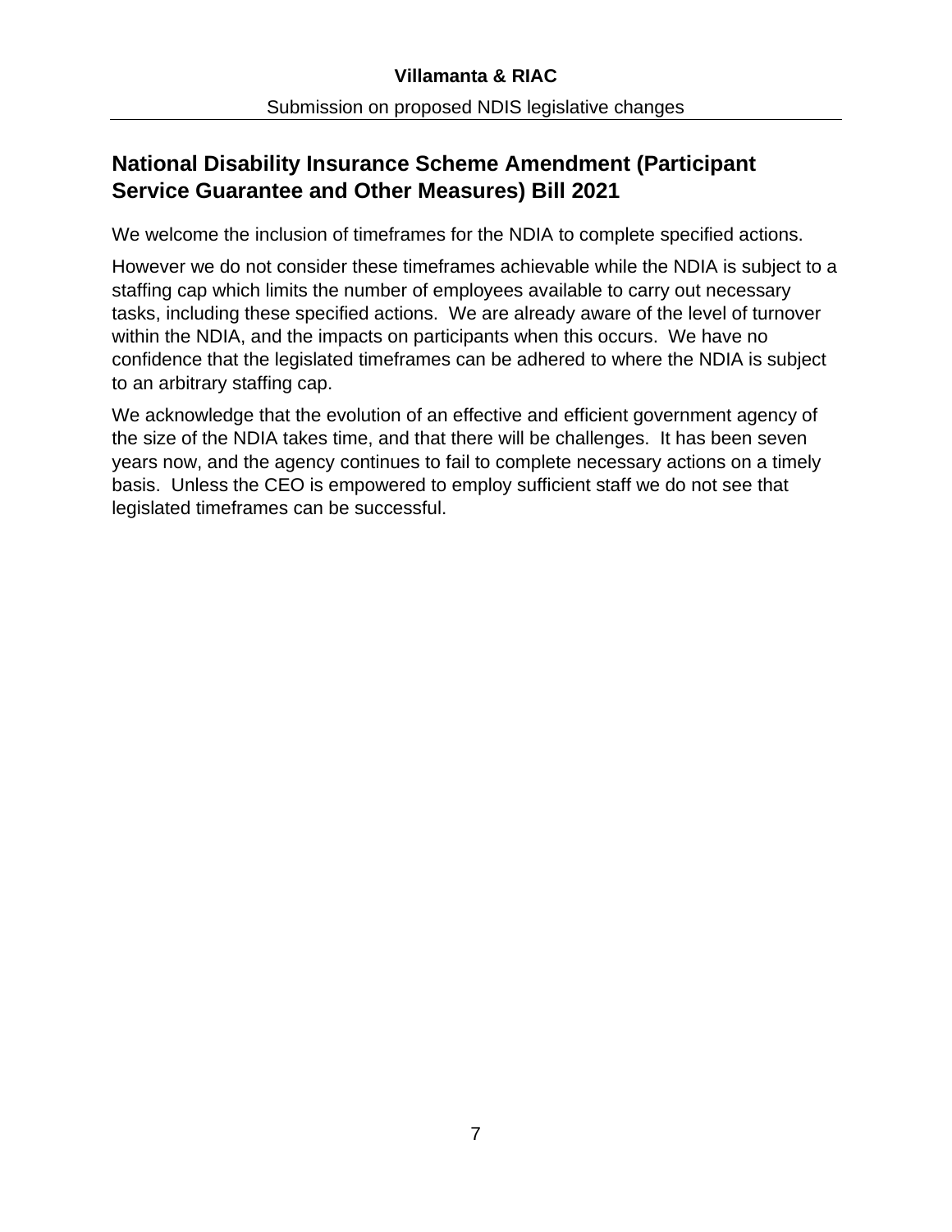## National Disability Insurance Scheme Amendment (Participant Service Guarantee and Other Measures) Bill 2021

We welcome the inclusion of timeframes for the NDIA to complete specified actions.

However we do not consider these timeframes achievable while the NDIA is subject to a staffing cap which limits the number of employees available to carry out necessary tasks, including these specified actions. We are already aware of the level of turnover within the NDIA, and the impacts on participants when this occurs. We have no confidence that the legislated timeframes can be adhered to where the NDIA is subject to an arbitrary staffing cap.

We acknowledge that the evolution of an effective and efficient government agency of the size of the NDIA takes time, and that there will be challenges. It has been seven years now, and the agency continues to fail to complete necessary actions on a timely basis. Unless the CEO is empowered to employ sufficient staff we do not see that legislated timeframes can be successful.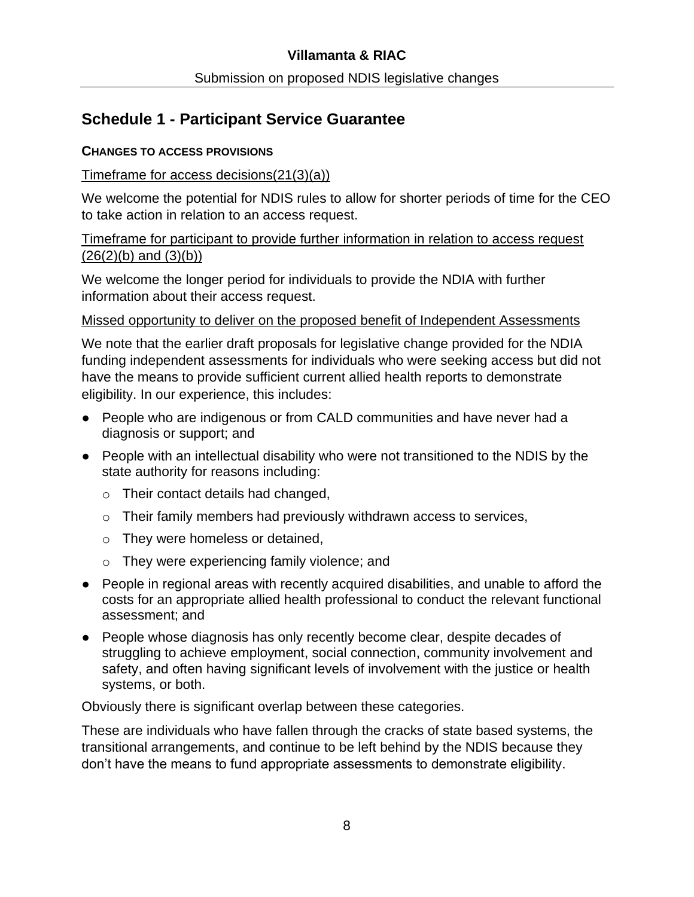## Schedule 1 - Participant Service Guarantee

**CHANGES TO ACCESS PROVISIONS**

Timeframe for access decisions(21(3)(a))

We welcome the potential for NDIS rules to allow for shorter periods of time for the CEO to take action in relation to an access request.

Timeframe for participant to provide further information in relation to access request (26(2)(b) and (3)(b))

We welcome the longer period for individuals to provide the NDIA with further information about their access request.

Missed opportunity to deliver on the proposed benefit of Independent Assessments

We note that the earlier draft proposals for legislative change provided for the NDIA funding independent assessments for individuals who were seeking access but did not have the means to provide sufficient current allied health reports to demonstrate eligibility. In our experience, this includes:

- People who are indigenous or from CALD communities and have never had a diagnosis or support; and
- People with an intellectual disability who were not transitioned to the NDIS by the state authority for reasons including:
  - Their contact details had changed,
  - Their family members had previously withdrawn access to services,
  - They were homeless or detained,
  - They were experiencing family violence; and
- People in regional areas with recently acquired disabilities, and unable to afford the costs for an appropriate allied health professional to conduct the relevant functional assessment; and
- People whose diagnosis has only recently become clear, despite decades of struggling to achieve employment, social connection, community involvement and safety, and often having significant levels of involvement with the justice or health systems, or both.

Obviously there is significant overlap between these categories.

These are individuals who have fallen through the cracks of state based systems, the transitional arrangements, and continue to be left behind by the NDIS because they don't have the means to fund appropriate assessments to demonstrate eligibility.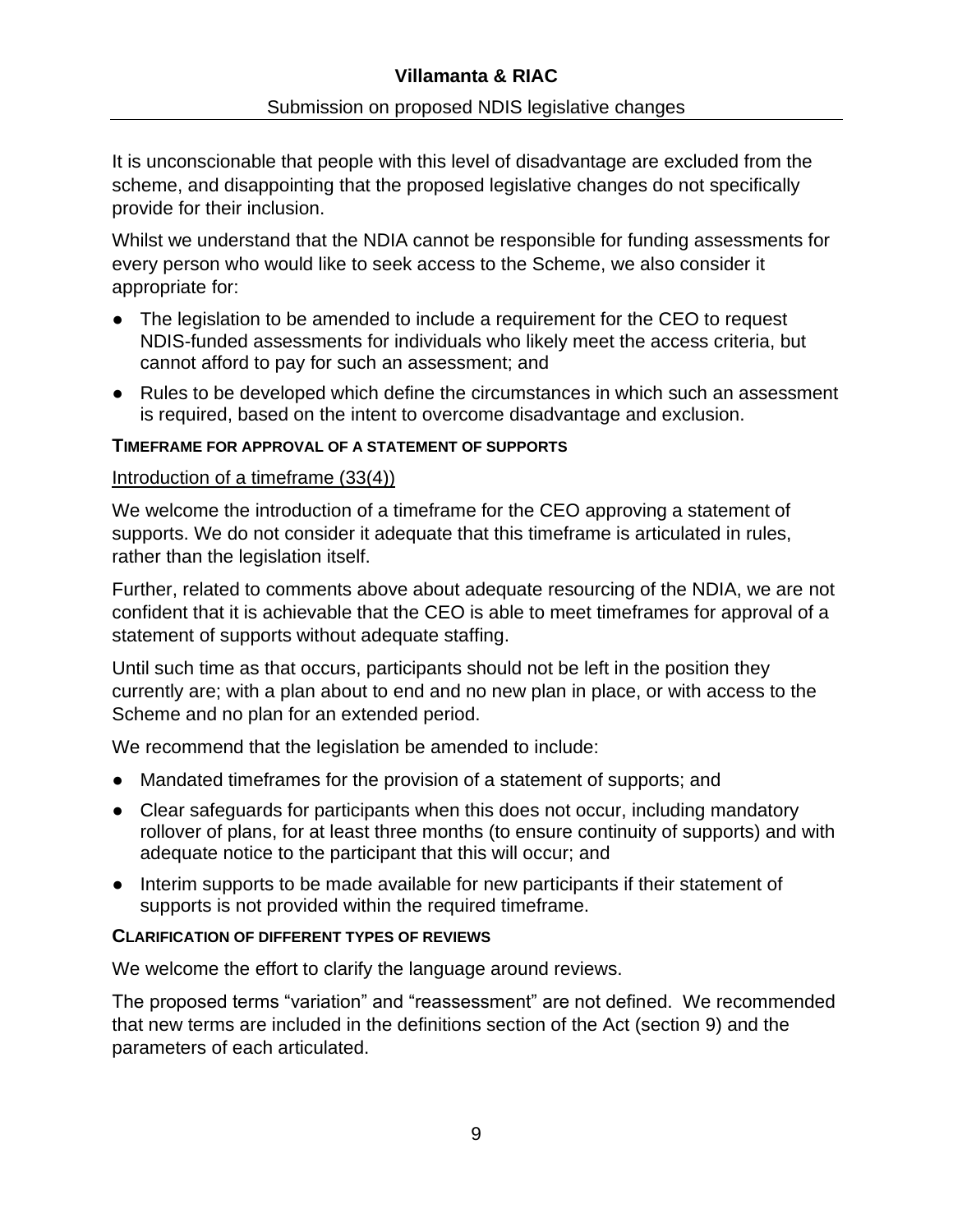It is unconscionable that people with this level of disadvantage are excluded from the scheme, and disappointing that the proposed legislative changes do not specifically provide for their inclusion.

Whilst we understand that the NDIA cannot be responsible for funding assessments for every person who would like to seek access to the Scheme, we also consider it appropriate for:

- The legislation to be amended to include a requirement for the CEO to request NDIS-funded assessments for individuals who likely meet the access criteria, but cannot afford to pay for such an assessment; and
- Rules to be developed which define the circumstances in which such an assessment is required, based on the intent to overcome disadvantage and exclusion.

#### TIMEFRAME FOR APPROVAL OF A STATEMENT OF SUPPORTS

Introduction of a timeframe (33(4))

We welcome the introduction of a timeframe for the CEO approving a statement of supports. We do not consider it adequate that this timeframe is articulated in rules, rather than the legislation itself.

Further, related to comments above about adequate resourcing of the NDIA, we are not confident that it is achievable that the CEO is able to meet timeframes for approval of a statement of supports without adequate staffing.

Until such time as that occurs, participants should not be left in the position they currently are; with a plan about to end and no new plan in place, or with access to the Scheme and no plan for an extended period.

We recommend that the legislation be amended to include:

- Mandated timeframes for the provision of a statement of supports; and
- Clear safeguards for participants when this does not occur, including mandatory rollover of plans, for at least three months (to ensure continuity of supports) and with adequate notice to the participant that this will occur; and
- Interim supports to be made available for new participants if their statement of supports is not provided within the required timeframe.

#### CLARIFICATION OF DIFFERENT TYPES OF REVIEWS

We welcome the effort to clarify the language around reviews.

The proposed terms "variation" and "reassessment" are not defined. We recommended that new terms are included in the definitions section of the Act (section 9) and the parameters of each articulated.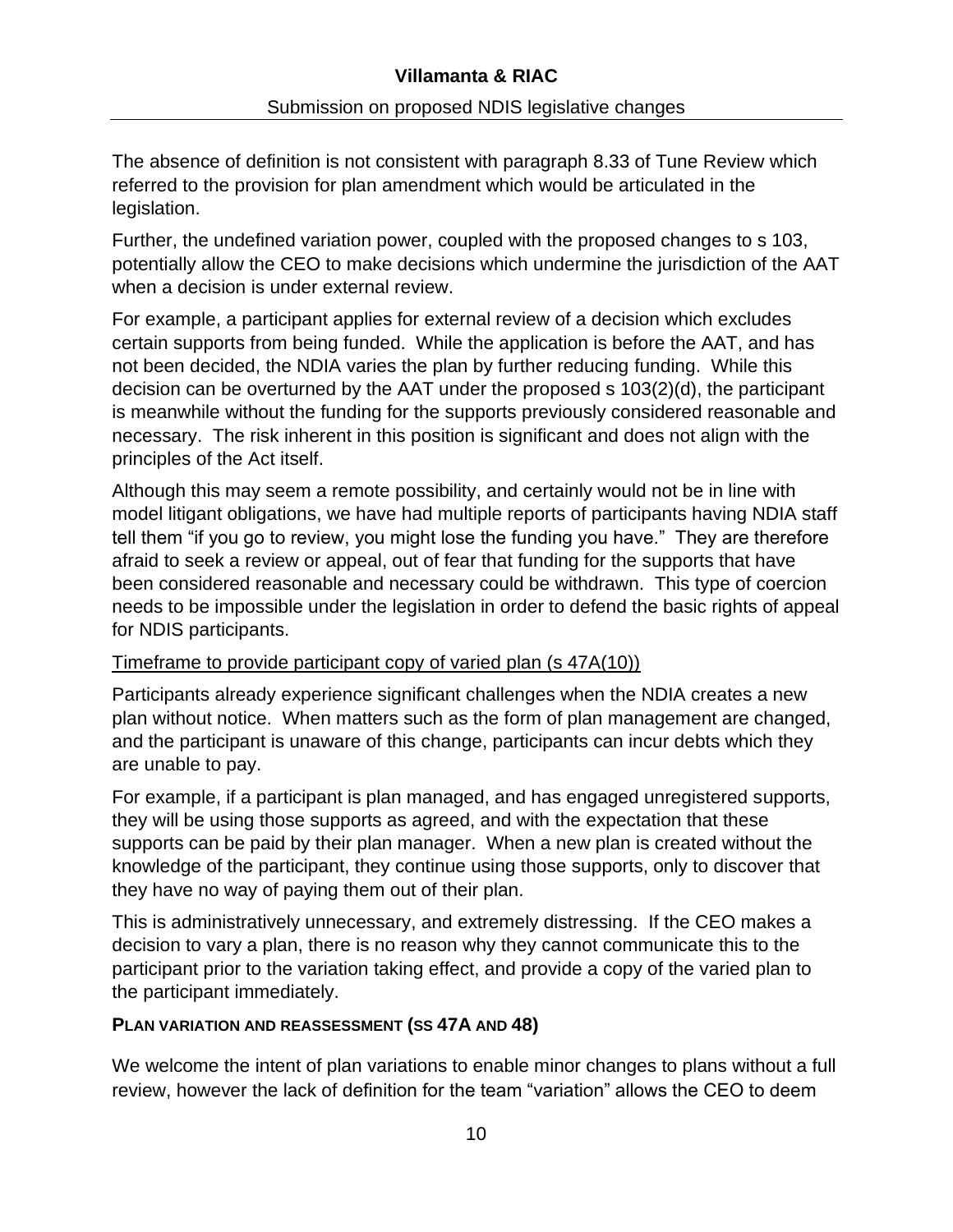The absence of definition is not consistent with paragraph 8.33 of Tune Review which referred to the provision for plan amendment which would be articulated in the legislation.

Further, the undefined variation power, coupled with the proposed changes to s 103, potentially allow the CEO to make decisions which undermine the jurisdiction of the AAT when a decision is under external review.

For example, a participant applies for external review of a decision which excludes certain supports from being funded. While the application is before the AAT, and has not been decided, the NDIA varies the plan by further reducing funding. While this decision can be overturned by the AAT under the proposed s 103(2)(d), the participant is meanwhile without the funding for the supports previously considered reasonable and necessary. The risk inherent in this position is significant and does not align with the principles of the Act itself.

Although this may seem a remote possibility, and certainly would not be in line with model litigant obligations, we have had multiple reports of participants having NDIA staff tell them "if you go to review, you might lose the funding you have." They are therefore afraid to seek a review or appeal, out of fear that funding for the supports that have been considered reasonable and necessary could be withdrawn. This type of coercion needs to be impossible under the legislation in order to defend the basic rights of appeal for NDIS participants.

<u>Timeframe to provide participant copy of varied plan (s 47A(10))</u>

Participants already experience significant challenges when the NDIA creates a new plan without notice. When matters such as the form of plan management are changed, and the participant is unaware of this change, participants can incur debts which they are unable to pay.

For example, if a participant is plan managed, and has engaged unregistered supports, they will be using those supports as agreed, and with the expectation that these supports can be paid by their plan manager. When a new plan is created without the knowledge of the participant, they continue using those supports, only to discover that they have no way of paying them out of their plan.

This is administratively unnecessary, and extremely distressing. If the CEO makes a decision to vary a plan, there is no reason why they cannot communicate this to the participant prior to the variation taking effect, and provide a copy of the varied plan to the participant immediately.

**PLAN VARIATION AND REASSESSMENT (SS 47A AND 48)**

We welcome the intent of plan variations to enable minor changes to plans without a full review, however the lack of definition for the team "variation" allows the CEO to deem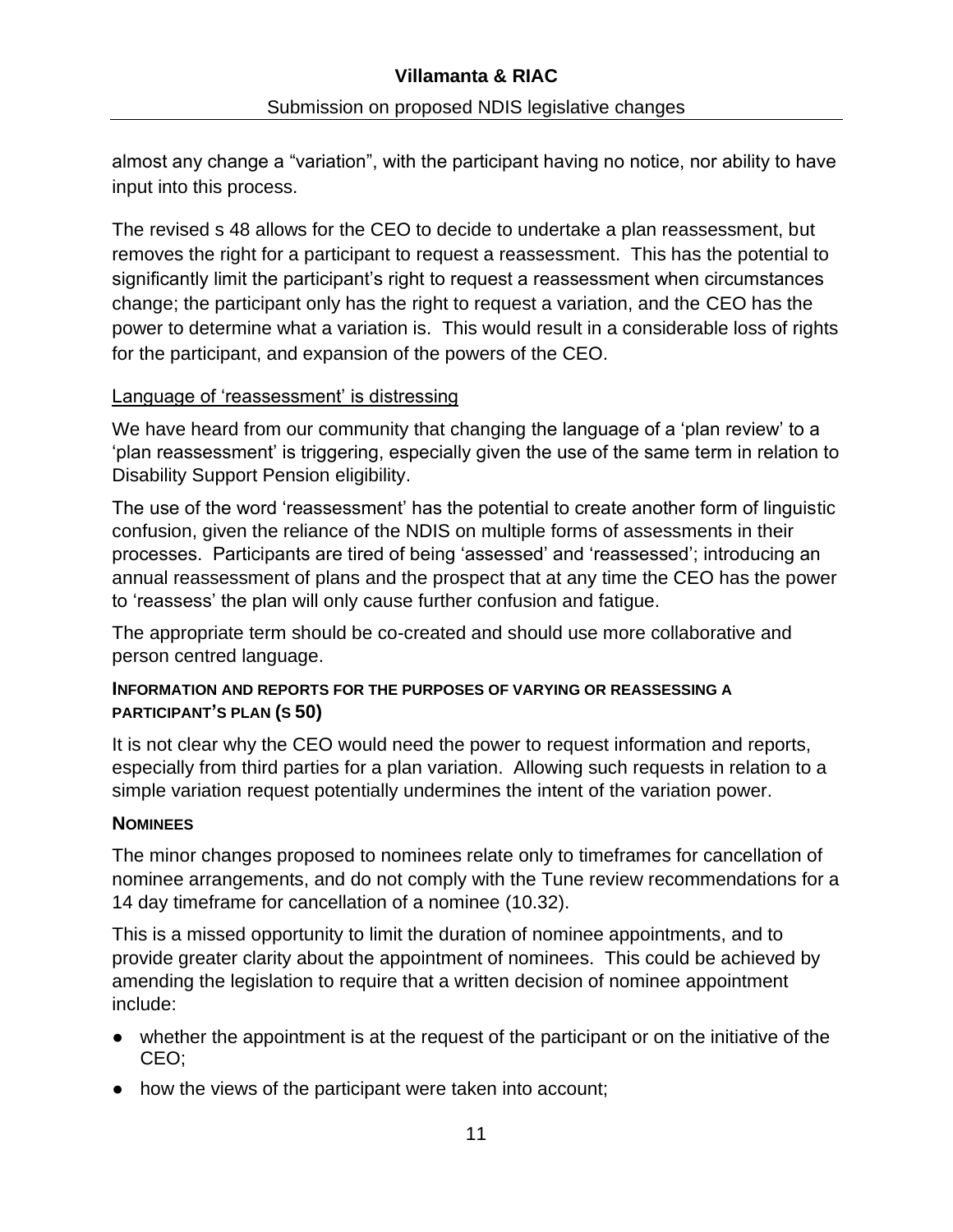almost any change a “variation”, with the participant having no notice, nor ability to have input into this process.

The revised s 48 allows for the CEO to decide to undertake a plan reassessment, but removes the right for a participant to request a reassessment. This has the potential to significantly limit the participant’s right to request a reassessment when circumstances change; the participant only has the right to request a variation, and the CEO has the power to determine what a variation is. This would result in a considerable loss of rights for the participant, and expansion of the powers of the CEO.

Language of ‘reassessment’ is distressing

We have heard from our community that changing the language of a ‘plan review’ to a ‘plan reassessment’ is triggering, especially given the use of the same term in relation to Disability Support Pension eligibility.

The use of the word ‘reassessment’ has the potential to create another form of linguistic confusion, given the reliance of the NDIS on multiple forms of assessments in their processes. Participants are tired of being ‘assessed’ and ‘reassessed’; introducing an annual reassessment of plans and the prospect that at any time the CEO has the power to ‘reassess’ the plan will only cause further confusion and fatigue.

The appropriate term should be co-created and should use more collaborative and person centred language.

#### INFORMATION AND REPORTS FOR THE PURPOSES OF VARYING OR REASSESSING A PARTICIPANT’S PLAN (S 50)

It is not clear why the CEO would need the power to request information and reports, especially from third parties for a plan variation. Allowing such requests in relation to a simple variation request potentially undermines the intent of the variation power.

#### NOMINEES

The minor changes proposed to nominees relate only to timeframes for cancellation of nominee arrangements, and do not comply with the Tune review recommendations for a 14 day timeframe for cancellation of a nominee (10.32).

This is a missed opportunity to limit the duration of nominee appointments, and to provide greater clarity about the appointment of nominees. This could be achieved by amending the legislation to require that a written decision of nominee appointment include:

- whether the appointment is at the request of the participant or on the initiative of the CEO;
- how the views of the participant were taken into account;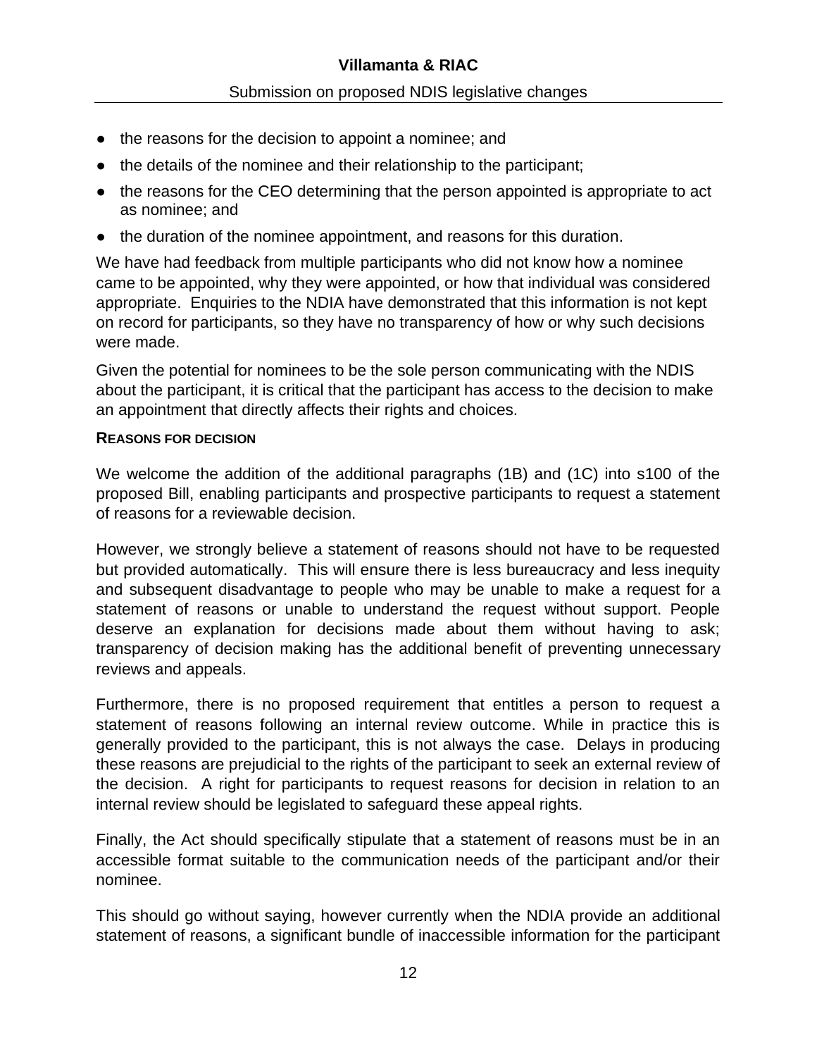- the reasons for the decision to appoint a nominee; and
- the details of the nominee and their relationship to the participant;
- the reasons for the CEO determining that the person appointed is appropriate to act as nominee; and
- the duration of the nominee appointment, and reasons for this duration.

We have had feedback from multiple participants who did not know how a nominee came to be appointed, why they were appointed, or how that individual was considered appropriate. Enquiries to the NDIA have demonstrated that this information is not kept on record for participants, so they have no transparency of how or why such decisions were made.

Given the potential for nominees to be the sole person communicating with the NDIS about the participant, it is critical that the participant has access to the decision to make an appointment that directly affects their rights and choices.

#### REASONS FOR DECISION

We welcome the addition of the additional paragraphs (1B) and (1C) into s100 of the proposed Bill, enabling participants and prospective participants to request a statement of reasons for a reviewable decision.

However, we strongly believe a statement of reasons should not have to be requested but provided automatically. This will ensure there is less bureaucracy and less inequity and subsequent disadvantage to people who may be unable to make a request for a statement of reasons or unable to understand the request without support. People deserve an explanation for decisions made about them without having to ask; transparency of decision making has the additional benefit of preventing unnecessary reviews and appeals.

Furthermore, there is no proposed requirement that entitles a person to request a statement of reasons following an internal review outcome. While in practice this is generally provided to the participant, this is not always the case. Delays in producing these reasons are prejudicial to the rights of the participant to seek an external review of the decision. A right for participants to request reasons for decision in relation to an internal review should be legislated to safeguard these appeal rights.

Finally, the Act should specifically stipulate that a statement of reasons must be in an accessible format suitable to the communication needs of the participant and/or their nominee.

This should go without saying, however currently when the NDIA provide an additional statement of reasons, a significant bundle of inaccessible information for the participant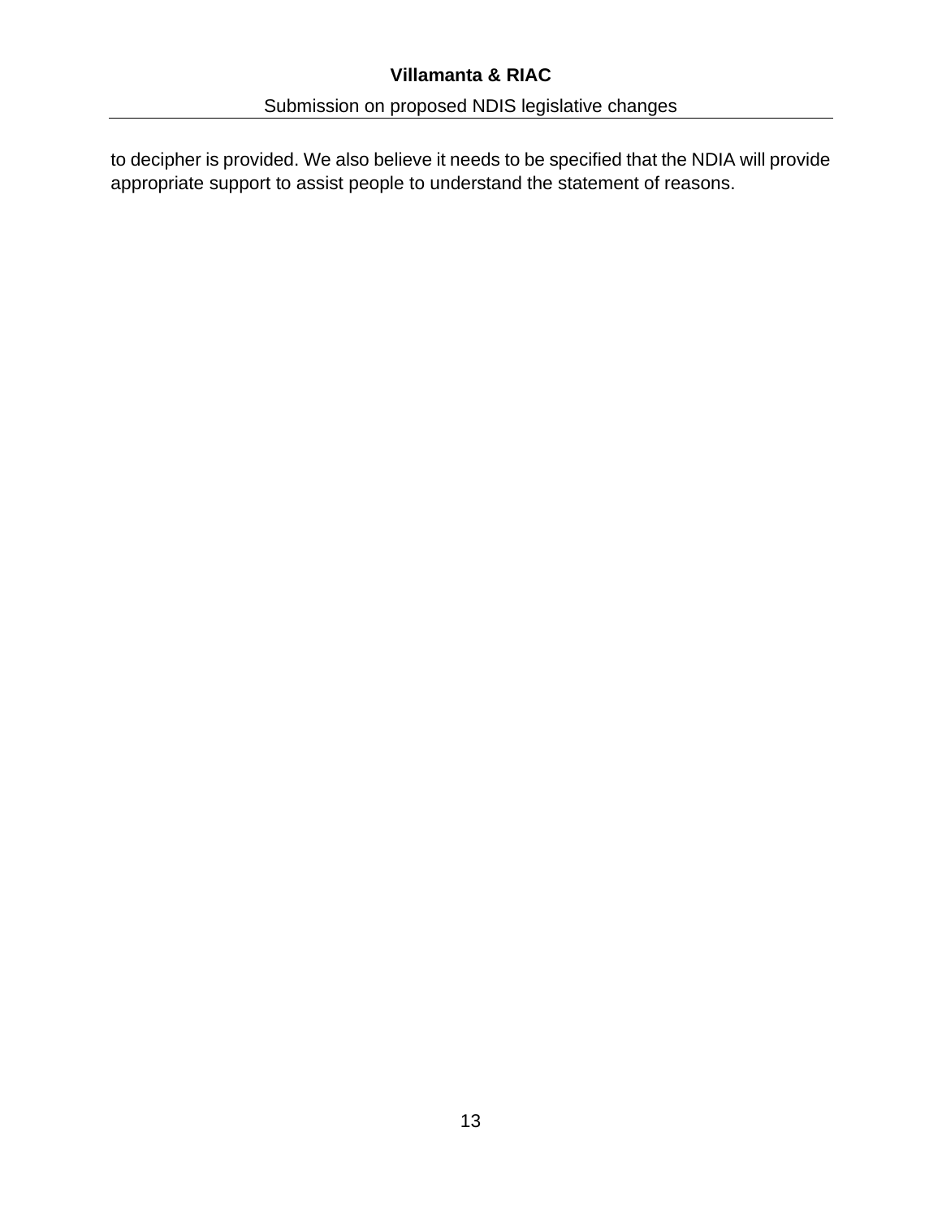to decipher is provided. We also believe it needs to be specified that the NDIA will provide appropriate support to assist people to understand the statement of reasons.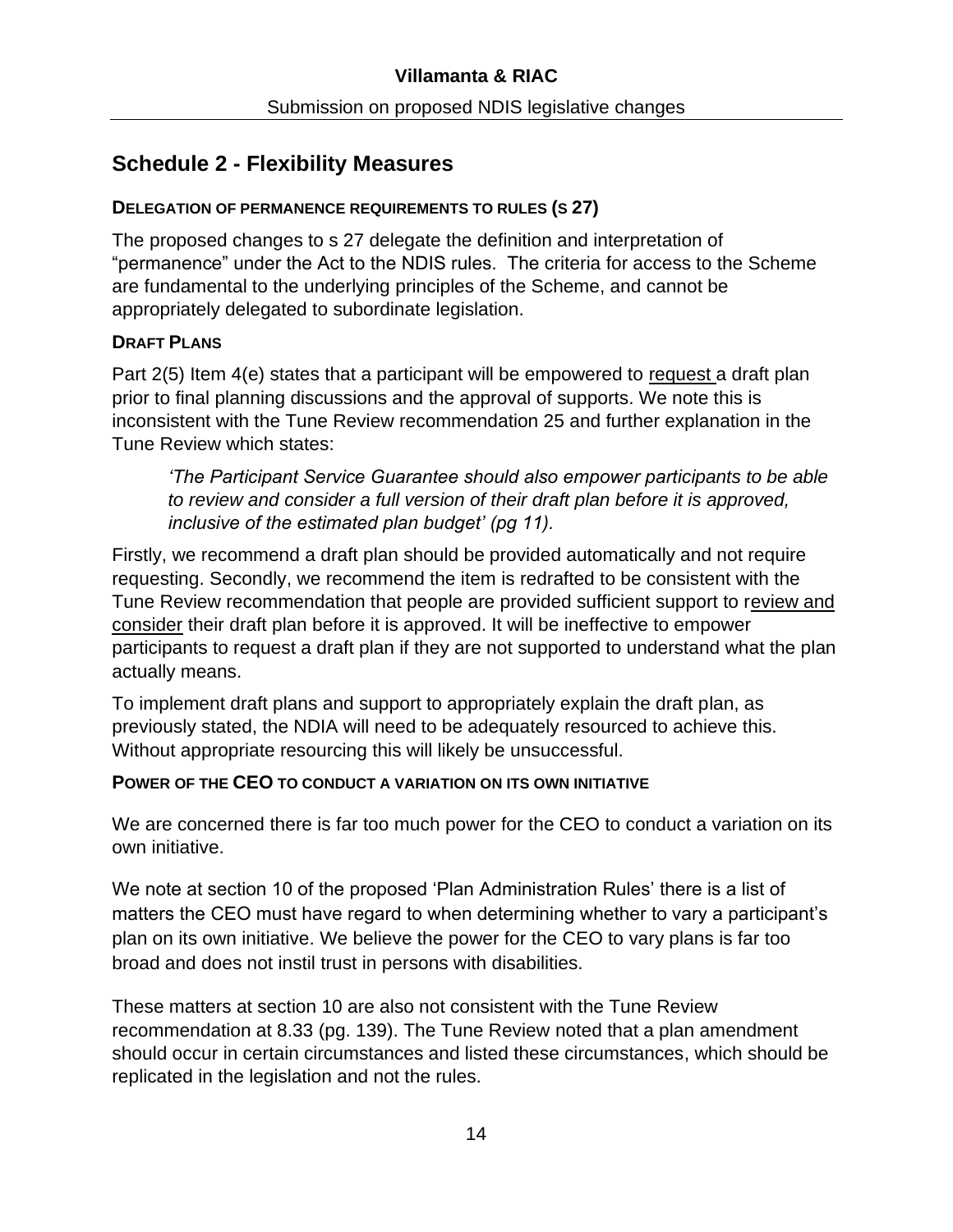## Schedule 2 - Flexibility Measures

**DELEGATION OF PERMANENCE REQUIREMENTS TO RULES (S 27)**

The proposed changes to s 27 delegate the definition and interpretation of "permanence" under the Act to the NDIS rules. The criteria for access to the Scheme are fundamental to the underlying principles of the Scheme, and cannot be appropriately delegated to subordinate legislation.

**DRAFT PLANS**

Part 2(5) Item 4(e) states that a participant will be empowered to request a draft plan prior to final planning discussions and the approval of supports. We note this is inconsistent with the Tune Review recommendation 25 and further explanation in the Tune Review which states:

> *'The Participant Service Guarantee should also empower participants to be able to review and consider a full version of their draft plan before it is approved, inclusive of the estimated plan budget' (pg 11).*

Firstly, we recommend a draft plan should be provided automatically and not require requesting. Secondly, we recommend the item is redrafted to be consistent with the Tune Review recommendation that people are provided sufficient support to review and consider their draft plan before it is approved. It will be ineffective to empower participants to request a draft plan if they are not supported to understand what the plan actually means.

To implement draft plans and support to appropriately explain the draft plan, as previously stated, the NDIA will need to be adequately resourced to achieve this. Without appropriate resourcing this will likely be unsuccessful.

**POWER OF THE CEO TO CONDUCT A VARIATION ON ITS OWN INITIATIVE**

We are concerned there is far too much power for the CEO to conduct a variation on its own initiative.

We note at section 10 of the proposed 'Plan Administration Rules' there is a list of matters the CEO must have regard to when determining whether to vary a participant's plan on its own initiative. We believe the power for the CEO to vary plans is far too broad and does not instil trust in persons with disabilities.

These matters at section 10 are also not consistent with the Tune Review recommendation at 8.33 (pg. 139). The Tune Review noted that a plan amendment should occur in certain circumstances and listed these circumstances, which should be replicated in the legislation and not the rules.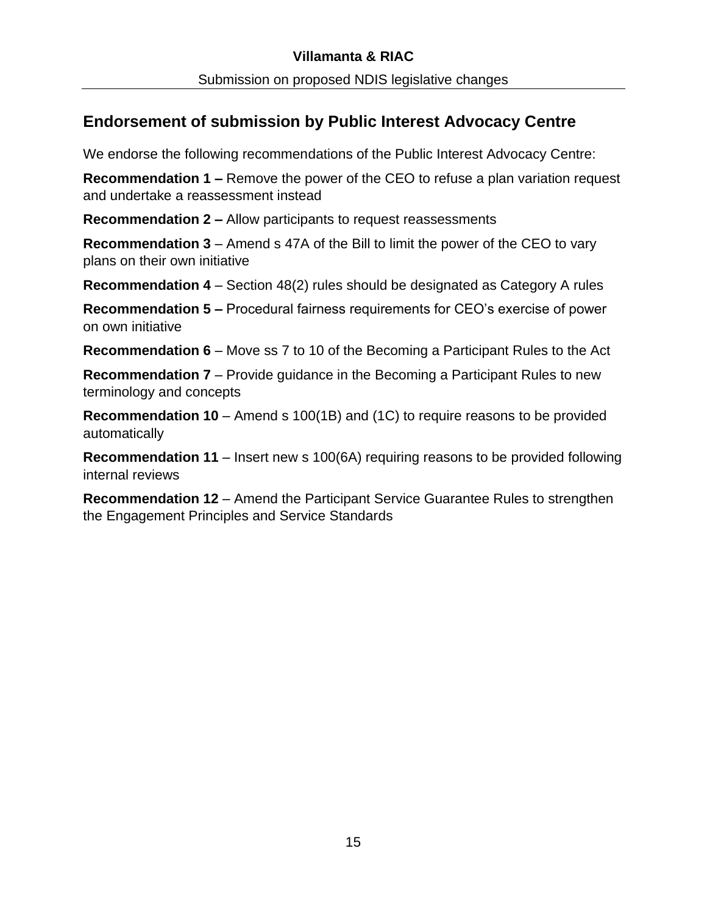## Endorsement of submission by Public Interest Advocacy Centre

We endorse the following recommendations of the Public Interest Advocacy Centre:

**Recommendation 1 –** Remove the power of the CEO to refuse a plan variation request and undertake a reassessment instead

**Recommendation 2 –** Allow participants to request reassessments

**Recommendation 3** – Amend s 47A of the Bill to limit the power of the CEO to vary plans on their own initiative

**Recommendation 4** – Section 48(2) rules should be designated as Category A rules

**Recommendation 5 –** Procedural fairness requirements for CEO's exercise of power on own initiative

**Recommendation 6** – Move ss 7 to 10 of the Becoming a Participant Rules to the Act

**Recommendation 7** – Provide guidance in the Becoming a Participant Rules to new terminology and concepts

**Recommendation 10** – Amend s 100(1B) and (1C) to require reasons to be provided automatically

**Recommendation 11** – Insert new s 100(6A) requiring reasons to be provided following internal reviews

**Recommendation 12** – Amend the Participant Service Guarantee Rules to strengthen the Engagement Principles and Service Standards